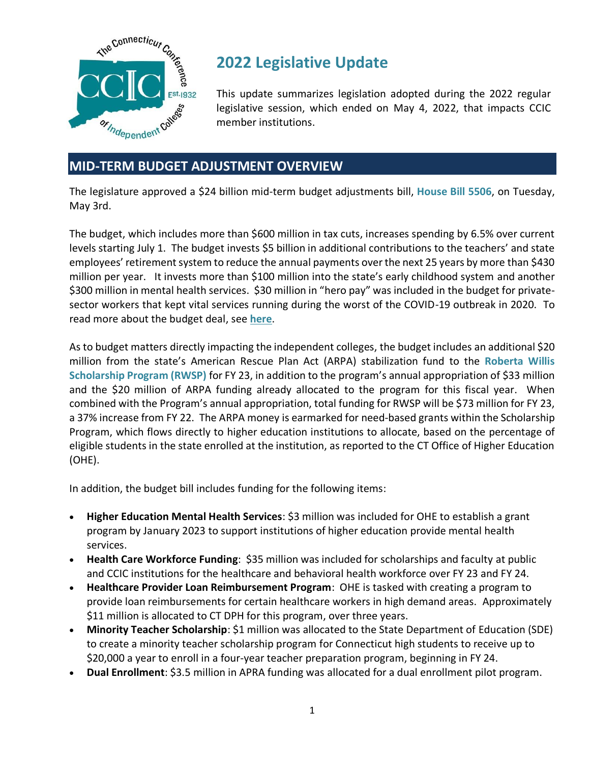# 2022 Legislative Update

This update summarizes legislation adopted during the 2022 regular legislative session, which ended on May 4, 2022, that impacts CCIC member institutions.

## MID-TERM BUDGET ADJUSTMENT OVERVIEW

The legislature approved a $24 billion mid-term budget adjustments bill, **House Bill 5506**, on Tuesday, May 3rd.

The budget, which includes more than $600 million in tax cuts, increases spending by 6.5% over current levels starting July 1. The budget invests $5 billion in additional contributions to the teachers' and state employees' retirement system to reduce the annual payments over the next 25 years by more than $430 million per year. It invests more than $100 million into the state's early childhood system and another $300 million in mental health services. $30 million in "hero pay" was included in the budget for private-sector workers that kept vital services running during the worst of the COVID-19 outbreak in 2020. To read more about the budget deal, see **here**.

As to budget matters directly impacting the independent colleges, the budget includes an additional $20 million from the state's American Rescue Plan Act (ARPA) stabilization fund to the **Roberta Willis Scholarship Program (RWSP)** for FY 23, in addition to the program's annual appropriation of $33 million and the $20 million of ARPA funding already allocated to the program for this fiscal year. When combined with the Program's annual appropriation, total funding for RWSP will be $73 million for FY 23, a 37% increase from FY 22. The ARPA money is earmarked for need-based grants within the Scholarship Program, which flows directly to higher education institutions to allocate, based on the percentage of eligible students in the state enrolled at the institution, as reported to the CT Office of Higher Education (OHE).

In addition, the budget bill includes funding for the following items:

- **Higher Education Mental Health Services**: $3 million was included for OHE to establish a grant program by January 2023 to support institutions of higher education provide mental health services.
- **Health Care Workforce Funding**: $35 million was included for scholarships and faculty at public and CCIC institutions for the healthcare and behavioral health workforce over FY 23 and FY 24.
- **Healthcare Provider Loan Reimbursement Program**: OHE is tasked with creating a program to provide loan reimbursements for certain healthcare workers in high demand areas. Approximately $11 million is allocated to CT DPH for this program, over three years.
- **Minority Teacher Scholarship**: $1 million was allocated to the State Department of Education (SDE) to create a minority teacher scholarship program for Connecticut high students to receive up to $20,000 a year to enroll in a four-year teacher preparation program, beginning in FY 24.
- **Dual Enrollment**: $3.5 million in APRA funding was allocated for a dual enrollment pilot program.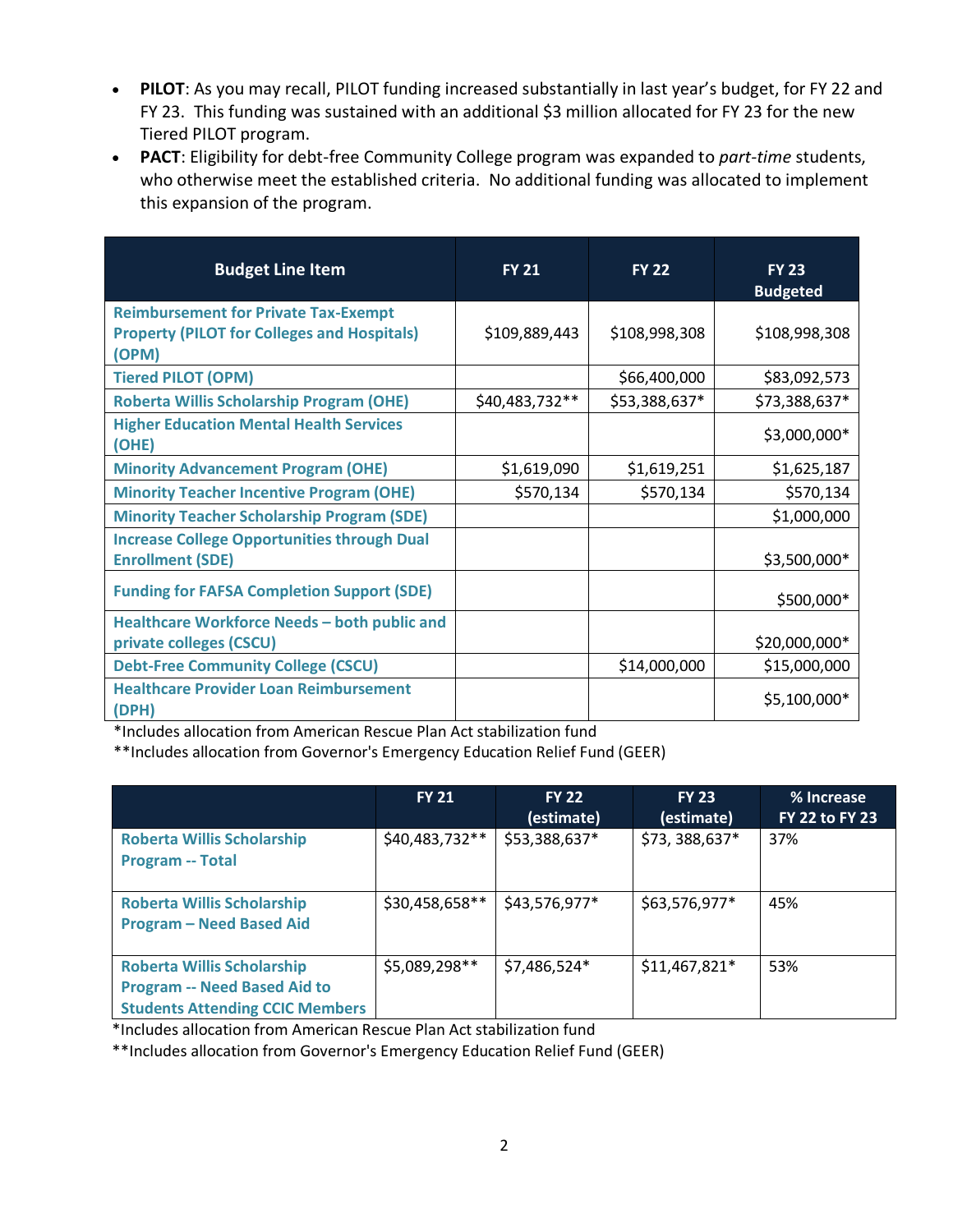- **PILOT**: As you may recall, PILOT funding increased substantially in last year's budget, for FY 22 and FY 23. This funding was sustained with an additional $3 million allocated for FY 23 for the new Tiered PILOT program.
- **PACT**: Eligibility for debt-free Community College program was expanded to *part-time* students, who otherwise meet the established criteria. No additional funding was allocated to implement this expansion of the program.

| Budget Line Item | FY 21 | FY 22 | FY 23 Budgeted |
|---|---|---|---|
| Reimbursement for Private Tax-Exempt Property (PILOT for Colleges and Hospitals) (OPM) | $109,889,443 | $108,998,308 | $108,998,308 |
| Tiered PILOT (OPM) | | $66,400,000 | $83,092,573 |
| Roberta Willis Scholarship Program (OHE) | $40,483,732** | $53,388,637* | $73,388,637* |
| Higher Education Mental Health Services (OHE) | | | $3,000,000* |
| Minority Advancement Program (OHE) | $1,619,090 | $1,619,251 | $1,625,187 |
| Minority Teacher Incentive Program (OHE) | $570,134 | $570,134 | $570,134 |
| Minority Teacher Scholarship Program (SDE) | | | $1,000,000 |
| Increase College Opportunities through Dual Enrollment (SDE) | | | $3,500,000* |
| Funding for FAFSA Completion Support (SDE) | | | $500,000* |
| Healthcare Workforce Needs – both public and private colleges (CSCU) | | | $20,000,000* |
| Debt-Free Community College (CSCU) | | $14,000,000 | $15,000,000 |
| Healthcare Provider Loan Reimbursement (DPH) | | | $5,100,000* |

*Includes allocation from American Rescue Plan Act stabilization fund

**Includes allocation from Governor's Emergency Education Relief Fund (GEER)

| | FY 21 | FY 22 (estimate) | FY 23 (estimate) | % Increase FY 22 to FY 23 |
|---|---|---|---|---|
| Roberta Willis Scholarship Program -- Total | $40,483,732** | $53,388,637* | $73, 388,637* | 37% |
| Roberta Willis Scholarship Program – Need Based Aid | $30,458,658** | $43,576,977* | $63,576,977* | 45% |
| Roberta Willis Scholarship Program -- Need Based Aid to Students Attending CCIC Members | $5,089,298** | $7,486,524* | $11,467,821* | 53% |

*Includes allocation from American Rescue Plan Act stabilization fund

**Includes allocation from Governor's Emergency Education Relief Fund (GEER)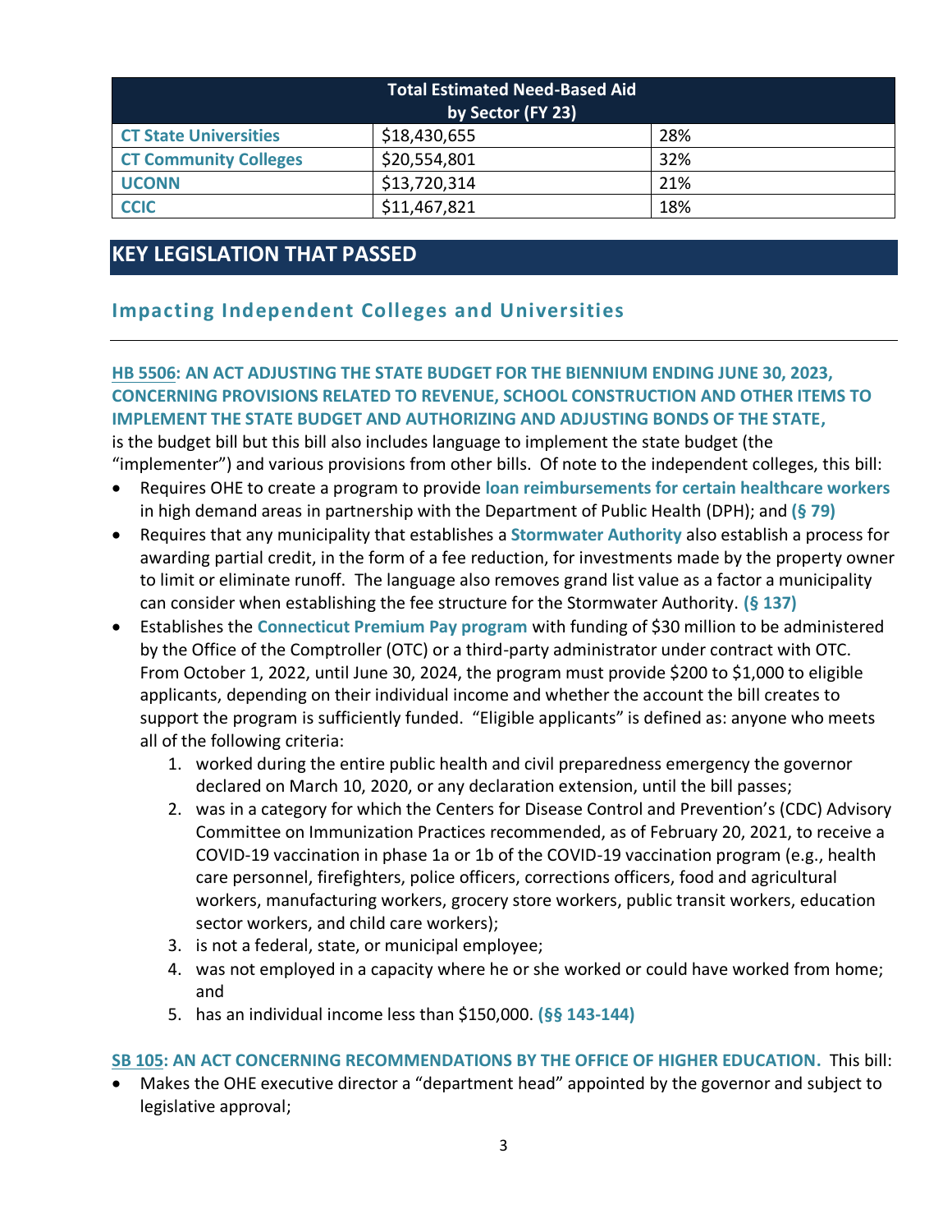| Total Estimated Need-Based Aid by Sector (FY 23) | | |
|---|---|---|
| **CT State Universities** | $18,430,655 | 28% |
| **CT Community Colleges** | $20,554,801 | 32% |
| **UCONN** | $13,720,314 | 21% |
| **CCIC** | $11,467,821 | 18% |

## KEY LEGISLATION THAT PASSED

### Impacting Independent Colleges and Universities

**HB 5506: AN ACT ADJUSTING THE STATE BUDGET FOR THE BIENNIUM ENDING JUNE 30, 2023, CONCERNING PROVISIONS RELATED TO REVENUE, SCHOOL CONSTRUCTION AND OTHER ITEMS TO IMPLEMENT THE STATE BUDGET AND AUTHORIZING AND ADJUSTING BONDS OF THE STATE,** is the budget bill but this bill also includes language to implement the state budget (the "implementer") and various provisions from other bills. Of note to the independent colleges, this bill:

- Requires OHE to create a program to provide **loan reimbursements for certain healthcare workers** in high demand areas in partnership with the Department of Public Health (DPH); and **(§ 79)**
- Requires that any municipality that establishes a **Stormwater Authority** also establish a process for awarding partial credit, in the form of a fee reduction, for investments made by the property owner to limit or eliminate runoff. The language also removes grand list value as a factor a municipality can consider when establishing the fee structure for the Stormwater Authority. **(§ 137)**
- Establishes the **Connecticut Premium Pay program** with funding of $30 million to be administered by the Office of the Comptroller (OTC) or a third-party administrator under contract with OTC. From October 1, 2022, until June 30, 2024, the program must provide $200 to $1,000 to eligible applicants, depending on their individual income and whether the account the bill creates to support the program is sufficiently funded. "Eligible applicants" is defined as: anyone who meets all of the following criteria:
  1. worked during the entire public health and civil preparedness emergency the governor declared on March 10, 2020, or any declaration extension, until the bill passes;
  2. was in a category for which the Centers for Disease Control and Prevention's (CDC) Advisory Committee on Immunization Practices recommended, as of February 20, 2021, to receive a COVID-19 vaccination in phase 1a or 1b of the COVID-19 vaccination program (e.g., health care personnel, firefighters, police officers, corrections officers, food and agricultural workers, manufacturing workers, grocery store workers, public transit workers, education sector workers, and child care workers);
  3. is not a federal, state, or municipal employee;
  4. was not employed in a capacity where he or she worked or could have worked from home; and
  5. has an individual income less than $150,000. **(§§ 143-144)**

**SB 105: AN ACT CONCERNING RECOMMENDATIONS BY THE OFFICE OF HIGHER EDUCATION.** This bill:

- Makes the OHE executive director a "department head" appointed by the governor and subject to legislative approval;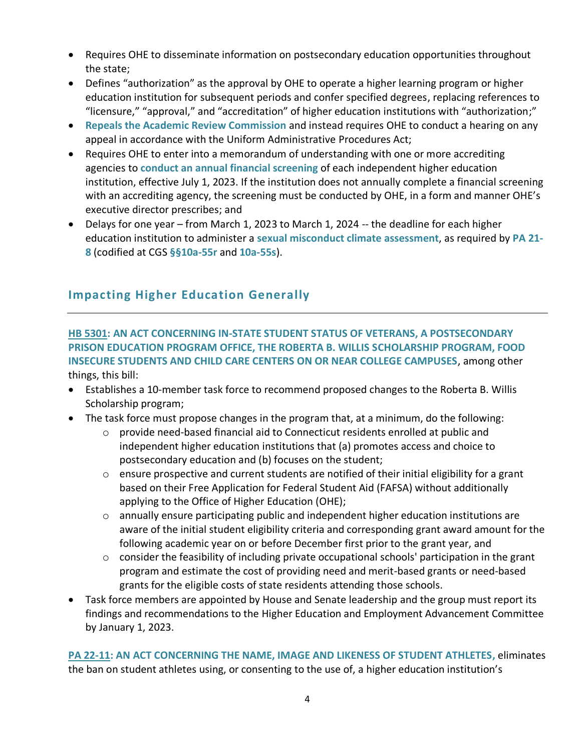- Requires OHE to disseminate information on postsecondary education opportunities throughout the state;
- Defines "authorization" as the approval by OHE to operate a higher learning program or higher education institution for subsequent periods and confer specified degrees, replacing references to "licensure," "approval," and "accreditation" of higher education institutions with "authorization;"
- **Repeals the Academic Review Commission** and instead requires OHE to conduct a hearing on any appeal in accordance with the Uniform Administrative Procedures Act;
- Requires OHE to enter into a memorandum of understanding with one or more accrediting agencies to **conduct an annual financial screening** of each independent higher education institution, effective July 1, 2023. If the institution does not annually complete a financial screening with an accrediting agency, the screening must be conducted by OHE, in a form and manner OHE's executive director prescribes; and
- Delays for one year – from March 1, 2023 to March 1, 2024 -- the deadline for each higher education institution to administer a **sexual misconduct climate assessment**, as required by **PA 21-8** (codified at CGS **§§10a-55r** and **10a-55s**).

## Impacting Higher Education Generally

**HB 5301: AN ACT CONCERNING IN-STATE STUDENT STATUS OF VETERANS, A POSTSECONDARY PRISON EDUCATION PROGRAM OFFICE, THE ROBERTA B. WILLIS SCHOLARSHIP PROGRAM, FOOD INSECURE STUDENTS AND CHILD CARE CENTERS ON OR NEAR COLLEGE CAMPUSES**, among other things, this bill:

- Establishes a 10-member task force to recommend proposed changes to the Roberta B. Willis Scholarship program;
- The task force must propose changes in the program that, at a minimum, do the following:
  - provide need-based financial aid to Connecticut residents enrolled at public and independent higher education institutions that (a) promotes access and choice to postsecondary education and (b) focuses on the student;
  - ensure prospective and current students are notified of their initial eligibility for a grant based on their Free Application for Federal Student Aid (FAFSA) without additionally applying to the Office of Higher Education (OHE);
  - annually ensure participating public and independent higher education institutions are aware of the initial student eligibility criteria and corresponding grant award amount for the following academic year on or before December first prior to the grant year, and
  - consider the feasibility of including private occupational schools' participation in the grant program and estimate the cost of providing need and merit-based grants or need-based grants for the eligible costs of state residents attending those schools.
- Task force members are appointed by House and Senate leadership and the group must report its findings and recommendations to the Higher Education and Employment Advancement Committee by January 1, 2023.

**PA 22-11: AN ACT CONCERNING THE NAME, IMAGE AND LIKENESS OF STUDENT ATHLETES,** eliminates the ban on student athletes using, or consenting to the use of, a higher education institution's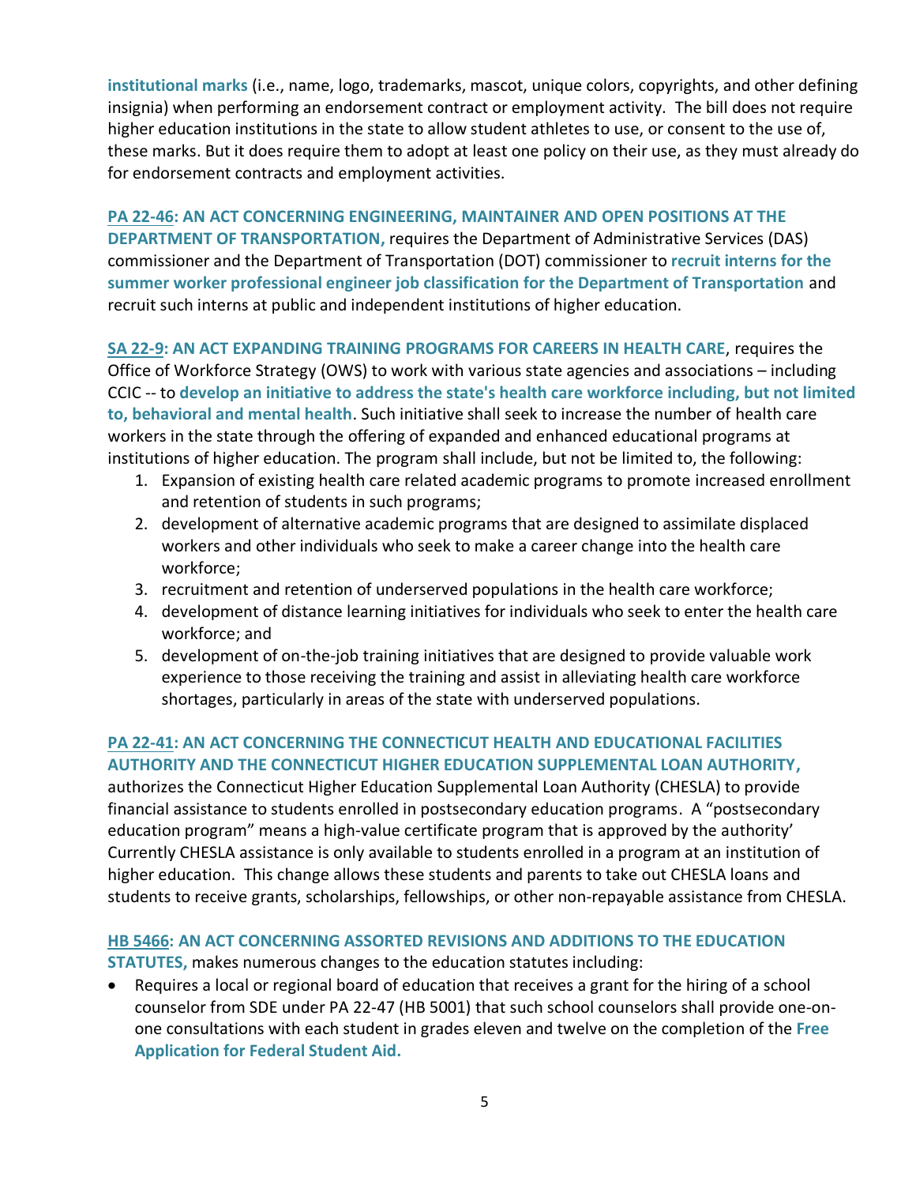**institutional marks** (i.e., name, logo, trademarks, mascot, unique colors, copyrights, and other defining insignia) when performing an endorsement contract or employment activity. The bill does not require higher education institutions in the state to allow student athletes to use, or consent to the use of, these marks. But it does require them to adopt at least one policy on their use, as they must already do for endorsement contracts and employment activities.

**PA 22-46: AN ACT CONCERNING ENGINEERING, MAINTAINER AND OPEN POSITIONS AT THE DEPARTMENT OF TRANSPORTATION,** requires the Department of Administrative Services (DAS) commissioner and the Department of Transportation (DOT) commissioner to **recruit interns for the summer worker professional engineer job classification for the Department of Transportation** and recruit such interns at public and independent institutions of higher education.

**SA 22-9: AN ACT EXPANDING TRAINING PROGRAMS FOR CAREERS IN HEALTH CARE**, requires the Office of Workforce Strategy (OWS) to work with various state agencies and associations – including CCIC -- to **develop an initiative to address the state's health care workforce including, but not limited to, behavioral and mental health**. Such initiative shall seek to increase the number of health care workers in the state through the offering of expanded and enhanced educational programs at institutions of higher education. The program shall include, but not be limited to, the following:

1. Expansion of existing health care related academic programs to promote increased enrollment and retention of students in such programs;
2. development of alternative academic programs that are designed to assimilate displaced workers and other individuals who seek to make a career change into the health care workforce;
3. recruitment and retention of underserved populations in the health care workforce;
4. development of distance learning initiatives for individuals who seek to enter the health care workforce; and
5. development of on-the-job training initiatives that are designed to provide valuable work experience to those receiving the training and assist in alleviating health care workforce shortages, particularly in areas of the state with underserved populations.

**PA 22-41: AN ACT CONCERNING THE CONNECTICUT HEALTH AND EDUCATIONAL FACILITIES AUTHORITY AND THE CONNECTICUT HIGHER EDUCATION SUPPLEMENTAL LOAN AUTHORITY,** authorizes the Connecticut Higher Education Supplemental Loan Authority (CHESLA) to provide financial assistance to students enrolled in postsecondary education programs. A "postsecondary education program" means a high-value certificate program that is approved by the authority' Currently CHESLA assistance is only available to students enrolled in a program at an institution of higher education. This change allows these students and parents to take out CHESLA loans and students to receive grants, scholarships, fellowships, or other non-repayable assistance from CHESLA.

**HB 5466: AN ACT CONCERNING ASSORTED REVISIONS AND ADDITIONS TO THE EDUCATION STATUTES,** makes numerous changes to the education statutes including:

- Requires a local or regional board of education that receives a grant for the hiring of a school counselor from SDE under PA 22-47 (HB 5001) that such school counselors shall provide one-on-one consultations with each student in grades eleven and twelve on the completion of the **Free Application for Federal Student Aid.**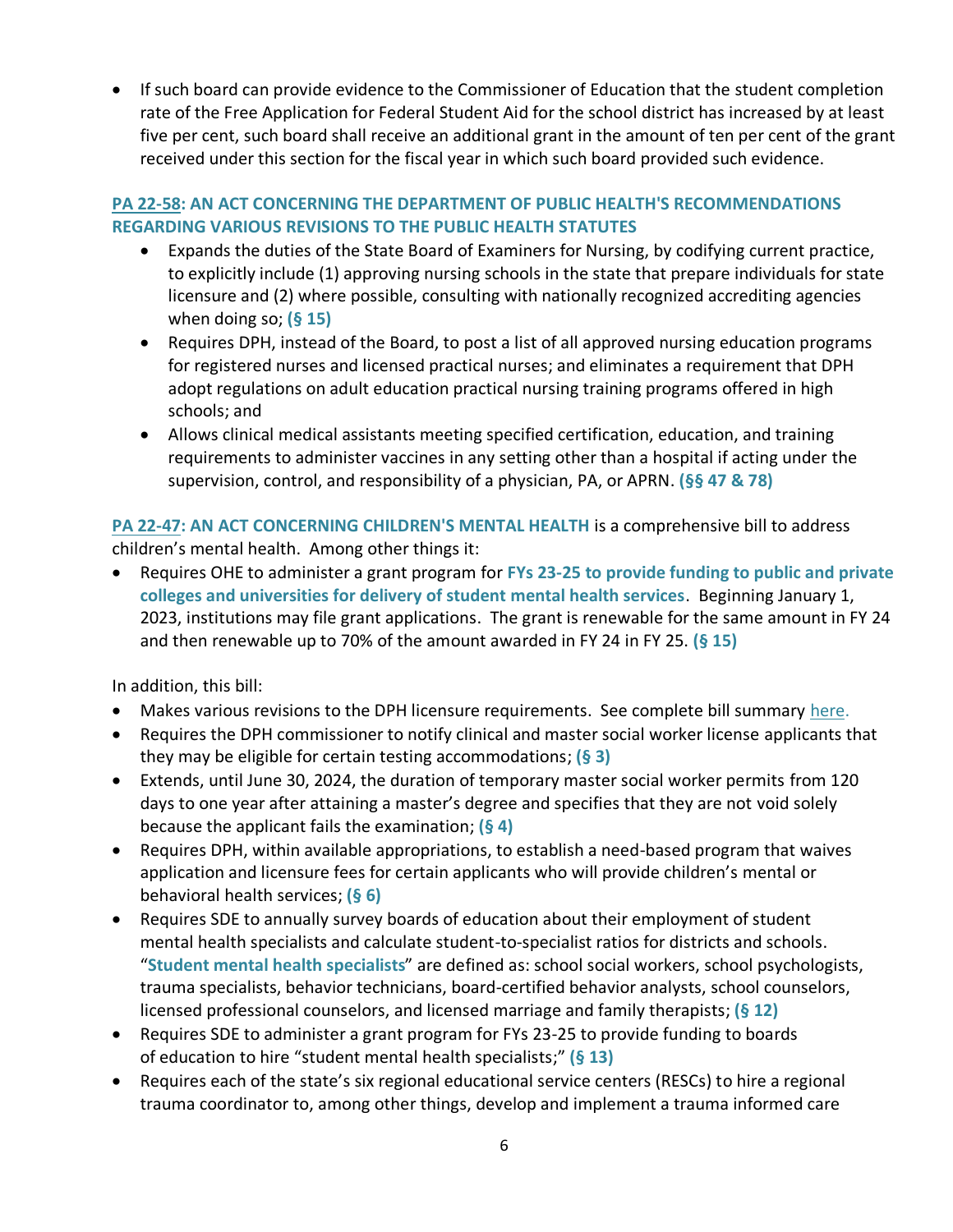- If such board can provide evidence to the Commissioner of Education that the student completion rate of the Free Application for Federal Student Aid for the school district has increased by at least five per cent, such board shall receive an additional grant in the amount of ten per cent of the grant received under this section for the fiscal year in which such board provided such evidence.

**PA 22-58: AN ACT CONCERNING THE DEPARTMENT OF PUBLIC HEALTH'S RECOMMENDATIONS REGARDING VARIOUS REVISIONS TO THE PUBLIC HEALTH STATUTES**

- Expands the duties of the State Board of Examiners for Nursing, by codifying current practice, to explicitly include (1) approving nursing schools in the state that prepare individuals for state licensure and (2) where possible, consulting with nationally recognized accrediting agencies when doing so; **(§ 15)**
- Requires DPH, instead of the Board, to post a list of all approved nursing education programs for registered nurses and licensed practical nurses; and eliminates a requirement that DPH adopt regulations on adult education practical nursing training programs offered in high schools; and
- Allows clinical medical assistants meeting specified certification, education, and training requirements to administer vaccines in any setting other than a hospital if acting under the supervision, control, and responsibility of a physician, PA, or APRN. **(§§ 47 & 78)**

**PA 22-47: AN ACT CONCERNING CHILDREN'S MENTAL HEALTH** is a comprehensive bill to address children's mental health. Among other things it:

- Requires OHE to administer a grant program for **FYs 23-25 to provide funding to public and private colleges and universities for delivery of student mental health services**. Beginning January 1, 2023, institutions may file grant applications. The grant is renewable for the same amount in FY 24 and then renewable up to 70% of the amount awarded in FY 24 in FY 25. **(§ 15)**

In addition, this bill:

- Makes various revisions to the DPH licensure requirements. See complete bill summary here.
- Requires the DPH commissioner to notify clinical and master social worker license applicants that they may be eligible for certain testing accommodations; **(§ 3)**
- Extends, until June 30, 2024, the duration of temporary master social worker permits from 120 days to one year after attaining a master's degree and specifies that they are not void solely because the applicant fails the examination; **(§ 4)**
- Requires DPH, within available appropriations, to establish a need-based program that waives application and licensure fees for certain applicants who will provide children's mental or behavioral health services; **(§ 6)**
- Requires SDE to annually survey boards of education about their employment of student mental health specialists and calculate student-to-specialist ratios for districts and schools. "**Student mental health specialists**" are defined as: school social workers, school psychologists, trauma specialists, behavior technicians, board-certified behavior analysts, school counselors, licensed professional counselors, and licensed marriage and family therapists; **(§ 12)**
- Requires SDE to administer a grant program for FYs 23-25 to provide funding to boards of education to hire "student mental health specialists;" **(§ 13)**
- Requires each of the state's six regional educational service centers (RESCs) to hire a regional trauma coordinator to, among other things, develop and implement a trauma informed care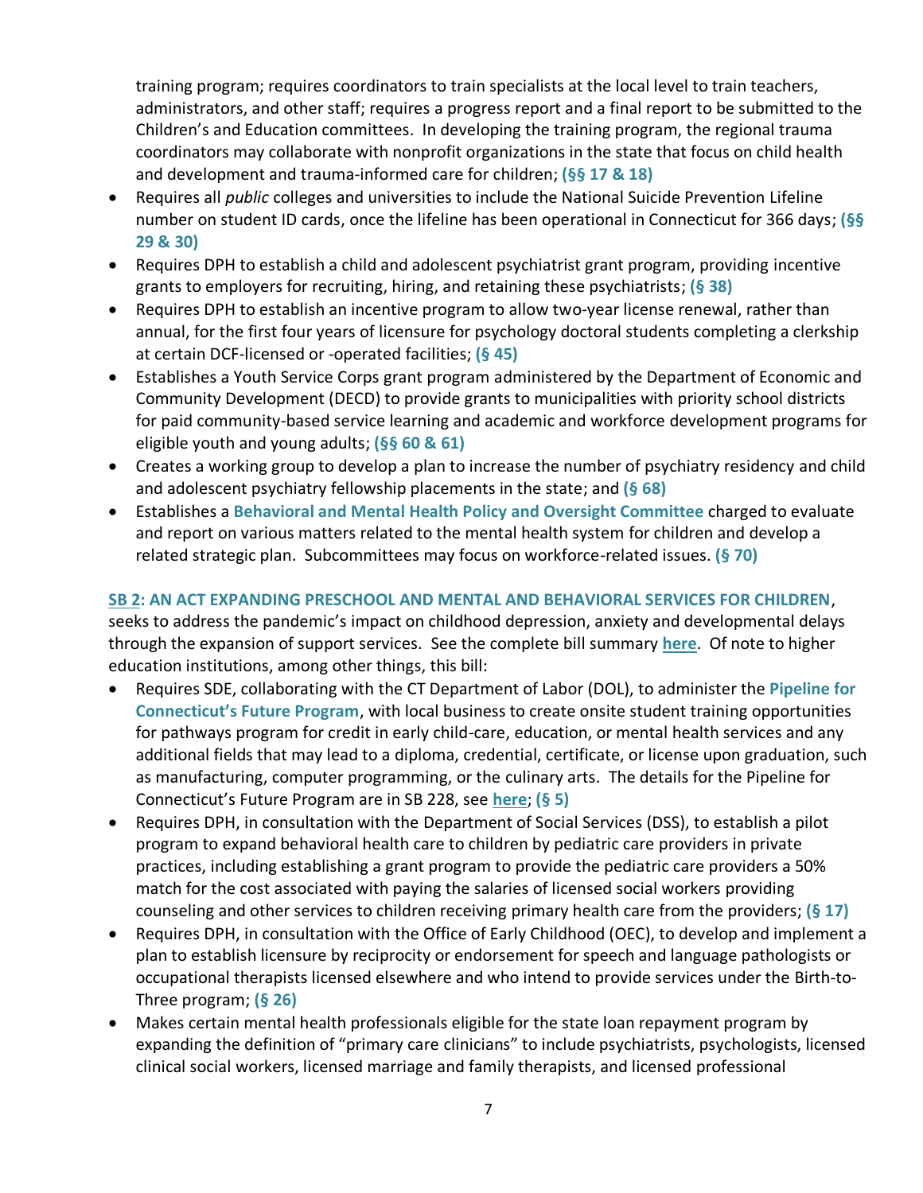training program; requires coordinators to train specialists at the local level to train teachers, administrators, and other staff; requires a progress report and a final report to be submitted to the Children's and Education committees. In developing the training program, the regional trauma coordinators may collaborate with nonprofit organizations in the state that focus on child health and development and trauma-informed care for children; **(§§ 17 & 18)**

- Requires all *public* colleges and universities to include the National Suicide Prevention Lifeline number on student ID cards, once the lifeline has been operational in Connecticut for 366 days; **(§§ 29 & 30)**
- Requires DPH to establish a child and adolescent psychiatrist grant program, providing incentive grants to employers for recruiting, hiring, and retaining these psychiatrists; **(§ 38)**
- Requires DPH to establish an incentive program to allow two-year license renewal, rather than annual, for the first four years of licensure for psychology doctoral students completing a clerkship at certain DCF-licensed or -operated facilities; **(§ 45)**
- Establishes a Youth Service Corps grant program administered by the Department of Economic and Community Development (DECD) to provide grants to municipalities with priority school districts for paid community-based service learning and academic and workforce development programs for eligible youth and young adults; **(§§ 60 & 61)**
- Creates a working group to develop a plan to increase the number of psychiatry residency and child and adolescent psychiatry fellowship placements in the state; and **(§ 68)**
- Establishes a **Behavioral and Mental Health Policy and Oversight Committee** charged to evaluate and report on various matters related to the mental health system for children and develop a related strategic plan. Subcommittees may focus on workforce-related issues. **(§ 70)**

**SB 2: AN ACT EXPANDING PRESCHOOL AND MENTAL AND BEHAVIORAL SERVICES FOR CHILDREN**, seeks to address the pandemic's impact on childhood depression, anxiety and developmental delays through the expansion of support services. See the complete bill summary here. Of note to higher education institutions, among other things, this bill:

- Requires SDE, collaborating with the CT Department of Labor (DOL), to administer the **Pipeline for Connecticut's Future Program**, with local business to create onsite student training opportunities for pathways program for credit in early child-care, education, or mental health services and any additional fields that may lead to a diploma, credential, certificate, or license upon graduation, such as manufacturing, computer programming, or the culinary arts. The details for the Pipeline for Connecticut's Future Program are in SB 228, see here; **(§ 5)**
- Requires DPH, in consultation with the Department of Social Services (DSS), to establish a pilot program to expand behavioral health care to children by pediatric care providers in private practices, including establishing a grant program to provide the pediatric care providers a 50% match for the cost associated with paying the salaries of licensed social workers providing counseling and other services to children receiving primary health care from the providers; **(§ 17)**
- Requires DPH, in consultation with the Office of Early Childhood (OEC), to develop and implement a plan to establish licensure by reciprocity or endorsement for speech and language pathologists or occupational therapists licensed elsewhere and who intend to provide services under the Birth-to-Three program; **(§ 26)**
- Makes certain mental health professionals eligible for the state loan repayment program by expanding the definition of "primary care clinicians" to include psychiatrists, psychologists, licensed clinical social workers, licensed marriage and family therapists, and licensed professional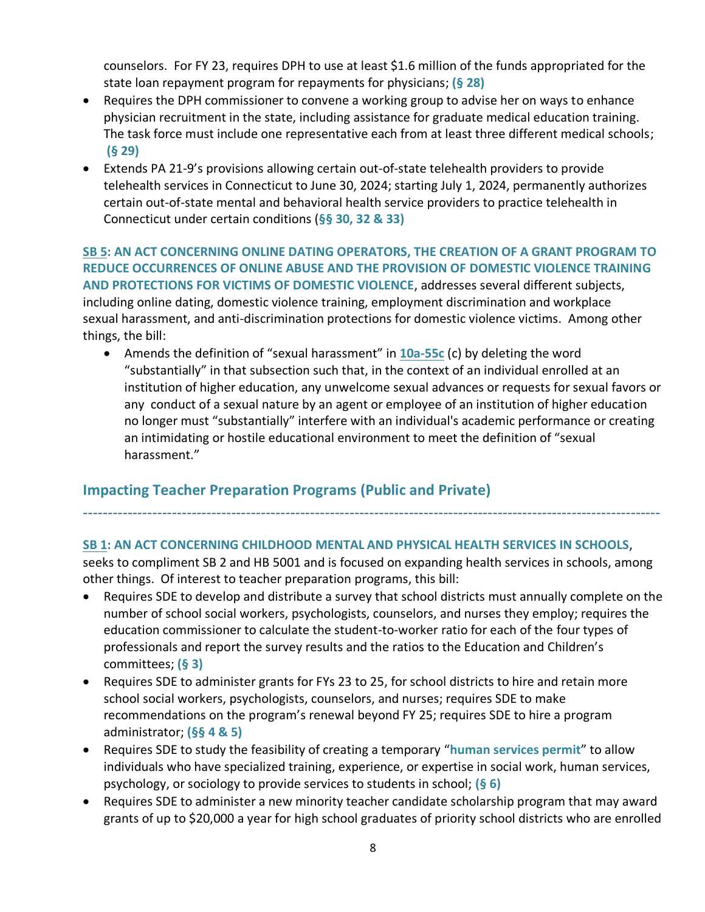counselors. For FY 23, requires DPH to use at least $1.6 million of the funds appropriated for the state loan repayment program for repayments for physicians; **(§ 28)**

- Requires the DPH commissioner to convene a working group to advise her on ways to enhance physician recruitment in the state, including assistance for graduate medical education training. The task force must include one representative each from at least three different medical schools; **(§ 29)**
- Extends PA 21-9's provisions allowing certain out-of-state telehealth providers to provide telehealth services in Connecticut to June 30, 2024; starting July 1, 2024, permanently authorizes certain out-of-state mental and behavioral health service providers to practice telehealth in Connecticut under certain conditions (**§§ 30, 32 & 33)**

**SB 5: AN ACT CONCERNING ONLINE DATING OPERATORS, THE CREATION OF A GRANT PROGRAM TO REDUCE OCCURRENCES OF ONLINE ABUSE AND THE PROVISION OF DOMESTIC VIOLENCE TRAINING AND PROTECTIONS FOR VICTIMS OF DOMESTIC VIOLENCE**, addresses several different subjects, including online dating, domestic violence training, employment discrimination and workplace sexual harassment, and anti-discrimination protections for domestic violence victims. Among other things, the bill:

- Amends the definition of "sexual harassment" in **10a-55c** (c) by deleting the word "substantially" in that subsection such that, in the context of an individual enrolled at an institution of higher education, any unwelcome sexual advances or requests for sexual favors or any conduct of a sexual nature by an agent or employee of an institution of higher education no longer must "substantially" interfere with an individual's academic performance or creating an intimidating or hostile educational environment to meet the definition of "sexual harassment."

## Impacting Teacher Preparation Programs (Public and Private)

---

**SB 1: AN ACT CONCERNING CHILDHOOD MENTAL AND PHYSICAL HEALTH SERVICES IN SCHOOLS**, seeks to compliment SB 2 and HB 5001 and is focused on expanding health services in schools, among other things. Of interest to teacher preparation programs, this bill:

- Requires SDE to develop and distribute a survey that school districts must annually complete on the number of school social workers, psychologists, counselors, and nurses they employ; requires the education commissioner to calculate the student-to-worker ratio for each of the four types of professionals and report the survey results and the ratios to the Education and Children's committees; **(§ 3)**
- Requires SDE to administer grants for FYs 23 to 25, for school districts to hire and retain more school social workers, psychologists, counselors, and nurses; requires SDE to make recommendations on the program's renewal beyond FY 25; requires SDE to hire a program administrator; **(§§ 4 & 5)**
- Requires SDE to study the feasibility of creating a temporary "**human services permit**" to allow individuals who have specialized training, experience, or expertise in social work, human services, psychology, or sociology to provide services to students in school; **(§ 6)**
- Requires SDE to administer a new minority teacher candidate scholarship program that may award grants of up to $20,000 a year for high school graduates of priority school districts who are enrolled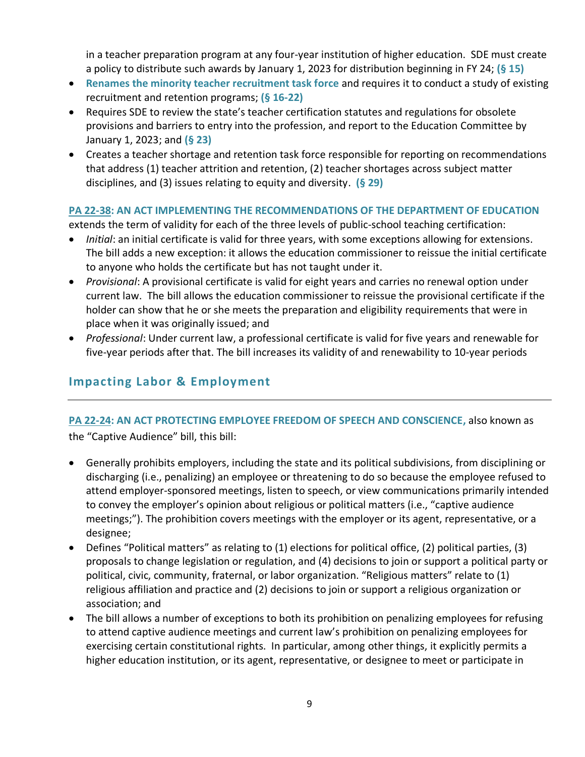in a teacher preparation program at any four-year institution of higher education. SDE must create a policy to distribute such awards by January 1, 2023 for distribution beginning in FY 24; **(§ 15)**

- **Renames the minority teacher recruitment task force** and requires it to conduct a study of existing recruitment and retention programs; **(§ 16-22)**
- Requires SDE to review the state's teacher certification statutes and regulations for obsolete provisions and barriers to entry into the profession, and report to the Education Committee by January 1, 2023; and **(§ 23)**
- Creates a teacher shortage and retention task force responsible for reporting on recommendations that address (1) teacher attrition and retention, (2) teacher shortages across subject matter disciplines, and (3) issues relating to equity and diversity. **(§ 29)**

**PA 22-38: AN ACT IMPLEMENTING THE RECOMMENDATIONS OF THE DEPARTMENT OF EDUCATION** extends the term of validity for each of the three levels of public-school teaching certification:

- *Initial*: an initial certificate is valid for three years, with some exceptions allowing for extensions. The bill adds a new exception: it allows the education commissioner to reissue the initial certificate to anyone who holds the certificate but has not taught under it.
- *Provisional*: A provisional certificate is valid for eight years and carries no renewal option under current law. The bill allows the education commissioner to reissue the provisional certificate if the holder can show that he or she meets the preparation and eligibility requirements that were in place when it was originally issued; and
- *Professional*: Under current law, a professional certificate is valid for five years and renewable for five-year periods after that. The bill increases its validity of and renewability to 10-year periods

## Impacting Labor & Employment

**PA 22-24: AN ACT PROTECTING EMPLOYEE FREEDOM OF SPEECH AND CONSCIENCE,** also known as the "Captive Audience" bill, this bill:

- Generally prohibits employers, including the state and its political subdivisions, from disciplining or discharging (i.e., penalizing) an employee or threatening to do so because the employee refused to attend employer-sponsored meetings, listen to speech, or view communications primarily intended to convey the employer's opinion about religious or political matters (i.e., "captive audience meetings;"). The prohibition covers meetings with the employer or its agent, representative, or a designee;
- Defines "Political matters" as relating to (1) elections for political office, (2) political parties, (3) proposals to change legislation or regulation, and (4) decisions to join or support a political party or political, civic, community, fraternal, or labor organization. "Religious matters" relate to (1) religious affiliation and practice and (2) decisions to join or support a religious organization or association; and
- The bill allows a number of exceptions to both its prohibition on penalizing employees for refusing to attend captive audience meetings and current law's prohibition on penalizing employees for exercising certain constitutional rights. In particular, among other things, it explicitly permits a higher education institution, or its agent, representative, or designee to meet or participate in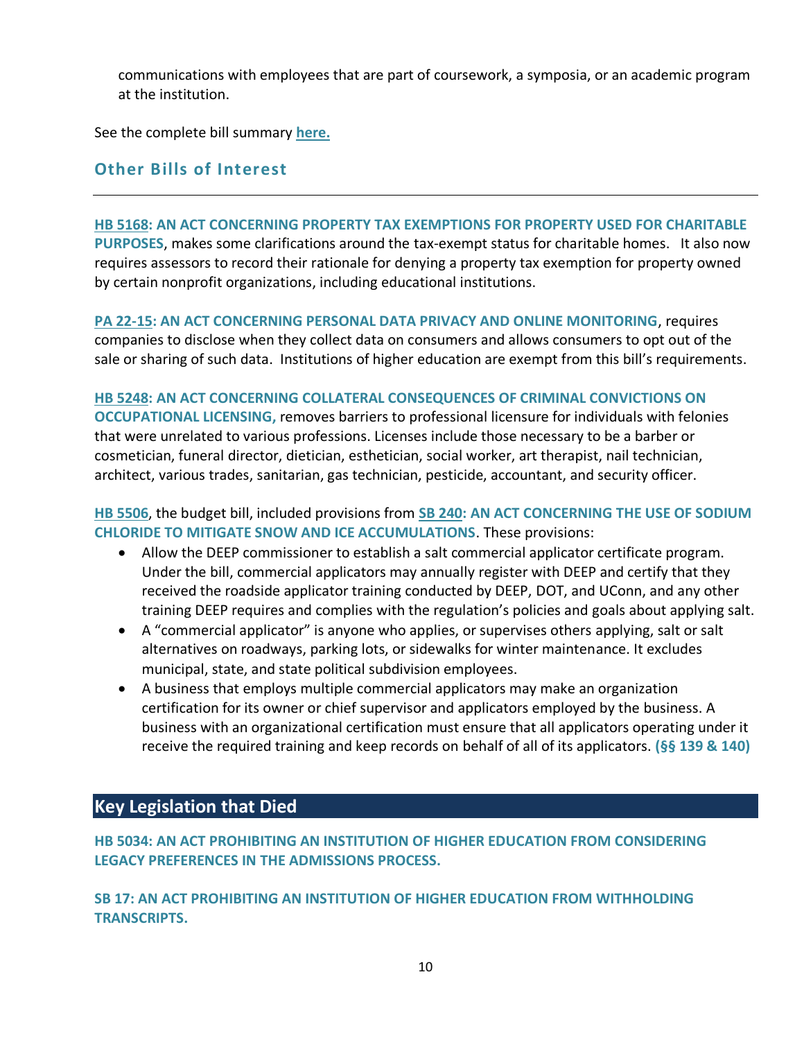communications with employees that are part of coursework, a symposia, or an academic program at the institution.

See the complete bill summary **here.**

## Other Bills of Interest

**HB 5168: AN ACT CONCERNING PROPERTY TAX EXEMPTIONS FOR PROPERTY USED FOR CHARITABLE PURPOSES**, makes some clarifications around the tax-exempt status for charitable homes. It also now requires assessors to record their rationale for denying a property tax exemption for property owned by certain nonprofit organizations, including educational institutions.

**PA 22-15: AN ACT CONCERNING PERSONAL DATA PRIVACY AND ONLINE MONITORING**, requires companies to disclose when they collect data on consumers and allows consumers to opt out of the sale or sharing of such data. Institutions of higher education are exempt from this bill's requirements.

**HB 5248: AN ACT CONCERNING COLLATERAL CONSEQUENCES OF CRIMINAL CONVICTIONS ON OCCUPATIONAL LICENSING,** removes barriers to professional licensure for individuals with felonies that were unrelated to various professions. Licenses include those necessary to be a barber or cosmetician, funeral director, dietician, esthetician, social worker, art therapist, nail technician, architect, various trades, sanitarian, gas technician, pesticide, accountant, and security officer.

**HB 5506**, the budget bill, included provisions from **SB 240: AN ACT CONCERNING THE USE OF SODIUM CHLORIDE TO MITIGATE SNOW AND ICE ACCUMULATIONS**. These provisions:

- Allow the DEEP commissioner to establish a salt commercial applicator certificate program. Under the bill, commercial applicators may annually register with DEEP and certify that they received the roadside applicator training conducted by DEEP, DOT, and UConn, and any other training DEEP requires and complies with the regulation's policies and goals about applying salt.
- A "commercial applicator" is anyone who applies, or supervises others applying, salt or salt alternatives on roadways, parking lots, or sidewalks for winter maintenance. It excludes municipal, state, and state political subdivision employees.
- A business that employs multiple commercial applicators may make an organization certification for its owner or chief supervisor and applicators employed by the business. A business with an organizational certification must ensure that all applicators operating under it receive the required training and keep records on behalf of all of its applicators. **(§§ 139 & 140)**

## Key Legislation that Died

**HB 5034: AN ACT PROHIBITING AN INSTITUTION OF HIGHER EDUCATION FROM CONSIDERING LEGACY PREFERENCES IN THE ADMISSIONS PROCESS.**

**SB 17: AN ACT PROHIBITING AN INSTITUTION OF HIGHER EDUCATION FROM WITHHOLDING TRANSCRIPTS.**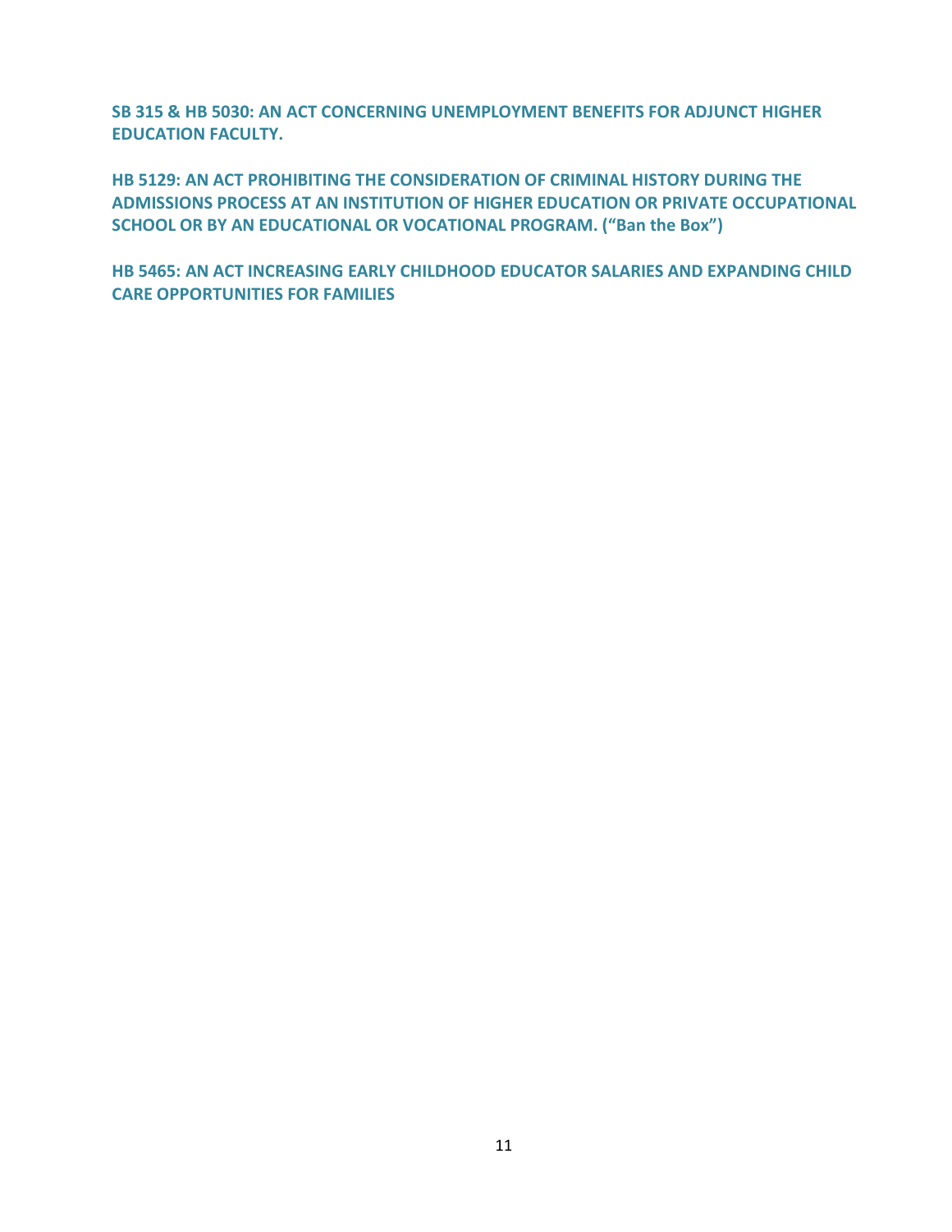**SB 315 & HB 5030: AN ACT CONCERNING UNEMPLOYMENT BENEFITS FOR ADJUNCT HIGHER EDUCATION FACULTY.**

**HB 5129: AN ACT PROHIBITING THE CONSIDERATION OF CRIMINAL HISTORY DURING THE ADMISSIONS PROCESS AT AN INSTITUTION OF HIGHER EDUCATION OR PRIVATE OCCUPATIONAL SCHOOL OR BY AN EDUCATIONAL OR VOCATIONAL PROGRAM. ("Ban the Box")**

**HB 5465: AN ACT INCREASING EARLY CHILDHOOD EDUCATOR SALARIES AND EXPANDING CHILD CARE OPPORTUNITIES FOR FAMILIES**